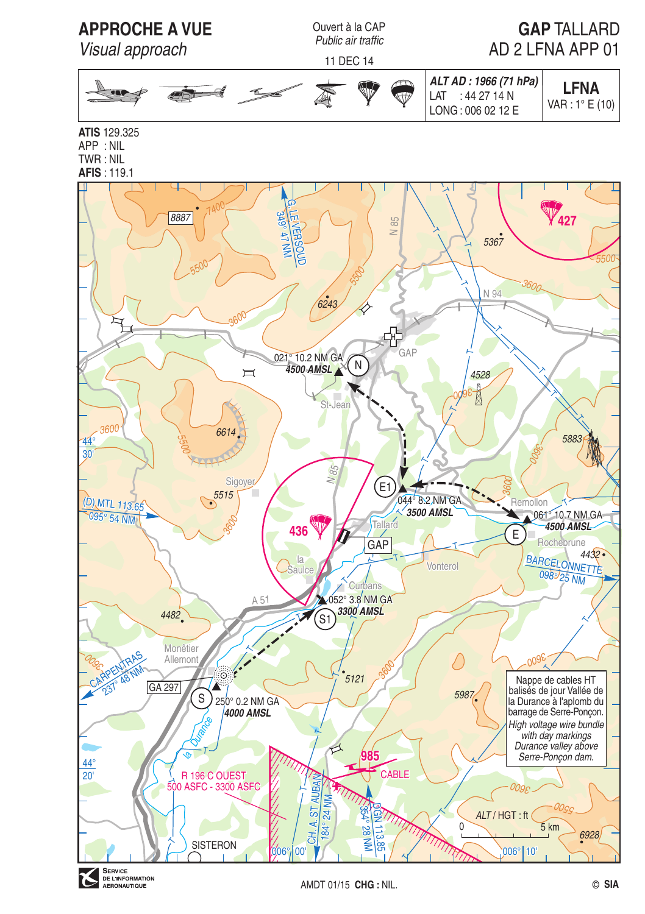# APPROCHE A VUE

*Visual approach*

Ouvert à la CAP
*Public air traffic*

11 DEC 14

## GAP TALLARD
AD 2 LFNA APP 01

| ALT AD : 1966 (71 hPa) | LFNA |
|---|---|
| LAT : 44 27 14 N | VAR : 1° E (10) |
| LONG : 006 02 12 E | |

**ATIS** 129.325
APP : NIL
TWR : NIL
**AFIS** : 119.1

8887 7400 G LEVERSOUD 349° 47 NM N 85 427 5367 5500 5500 5500 6243 3600 3600 N 94 GAP 021° 10.2 NM GA 4500 AMSL N St-Jean 4528 3600 5883 6614 3600 44° 30' 5500 Sigoyer 5515 (D) MTL 113.65 095° 54 NM N 85 436 E1 044° 8.2 NM GA 3500 AMSL 3600 Remollon 061° 10.7 NM GA 4500 AMSL E Rochebrune Tallard GAP la Saulce Vonterol 4432 BARCELONNETTE 098° 25 NM Curbans 052° 3.8 NM GA 3300 AMSL S1 A 51 4482 Monêtier Allemont 3600 CARPENTRAS 237° 48 NM GA 297 S 250° 0.2 NM GA 4000 AMSL 5121 3600 5987 la Durance 44° 20' R 196 C OUEST 500 ASFC - 3300 ASFC 985 CABLE CH. A. ST AUBAN 184° 24 NM DGN 113.85 354° 28 NM 3600 5500 SISTERON 006° 00' 006° 10' 6928

Nappe de cables HT balisés de jour Vallée de la Durance à l'aplomb du barrage de Serre-Ponçon.
*High voltage wire bundle with day markings Durance valley above Serre-Ponçon dam.*

ALT / HGT : ft

0 — 5 km

SERVICE DE L'INFORMATION AERONAUTIQUE

AMDT 01/15 **CHG :** NIL.

© **SIA**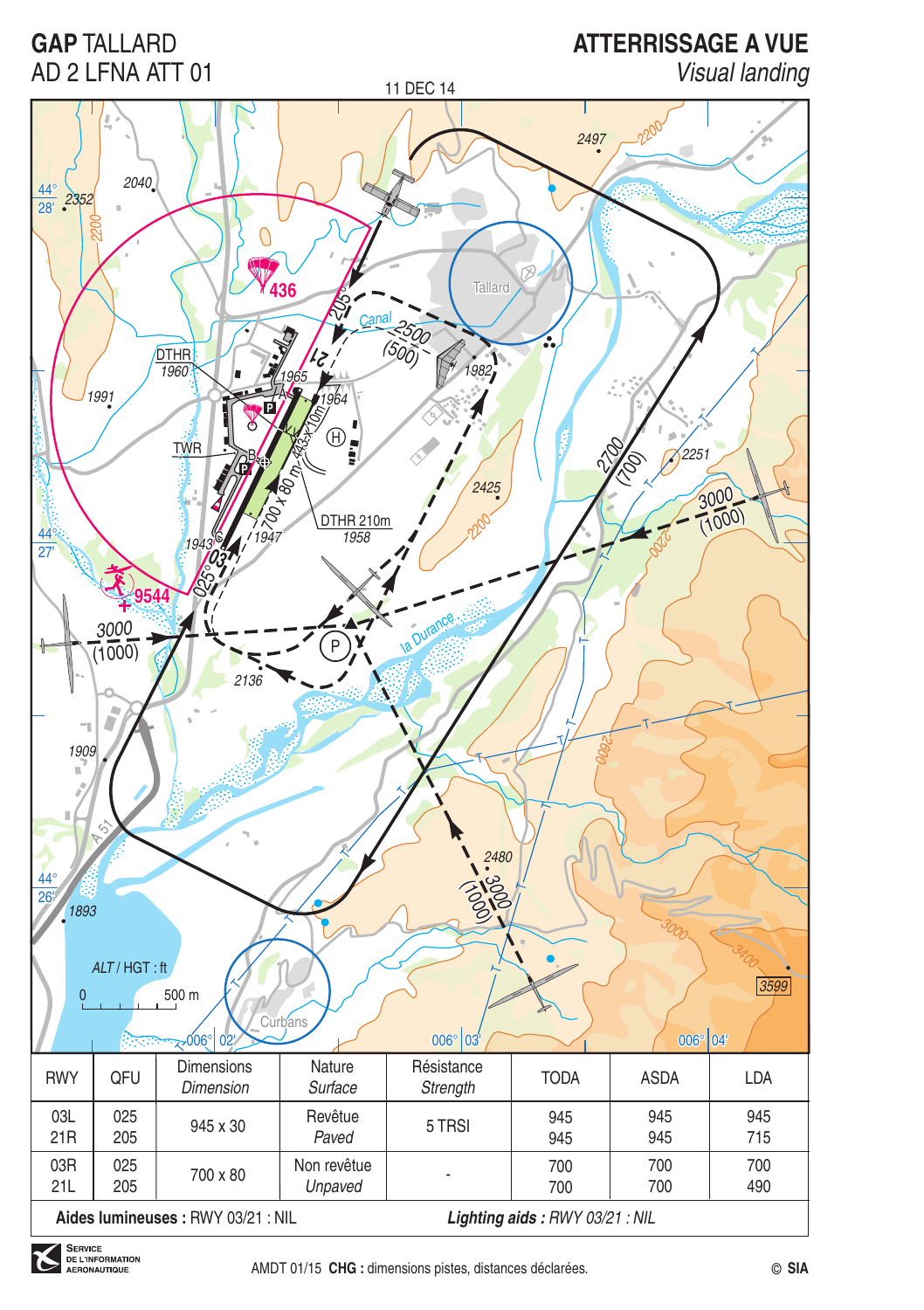# GAP TALLARD
## AD 2 LFNA ATT 01

## ATTERRISSAGE A VUE
*Visual landing*

11 DEC 14

ALT / HGT : ft

| RWY | QFU | Dimensions *Dimension* | Nature *Surface* | Résistance *Strength* | TODA | ASDA | LDA |
|---|---|---|---|---|---|---|---|
| 03L<br>21R | 025<br>205 | 945 x 30 | Revêtue<br>*Paved* | 5 TRSI | 945<br>945 | 945<br>945 | 945<br>715 |
| 03R<br>21L | 025<br>205 | 700 x 80 | Non revêtue<br>*Unpaved* | - | 700<br>700 | 700<br>700 | 700<br>490 |

**Aides lumineuses :** RWY 03/21 : NIL — ***Lighting aids :** RWY 03/21 : NIL*

AMDT 01/15 **CHG :** dimensions pistes, distances déclarées.

© **SIA**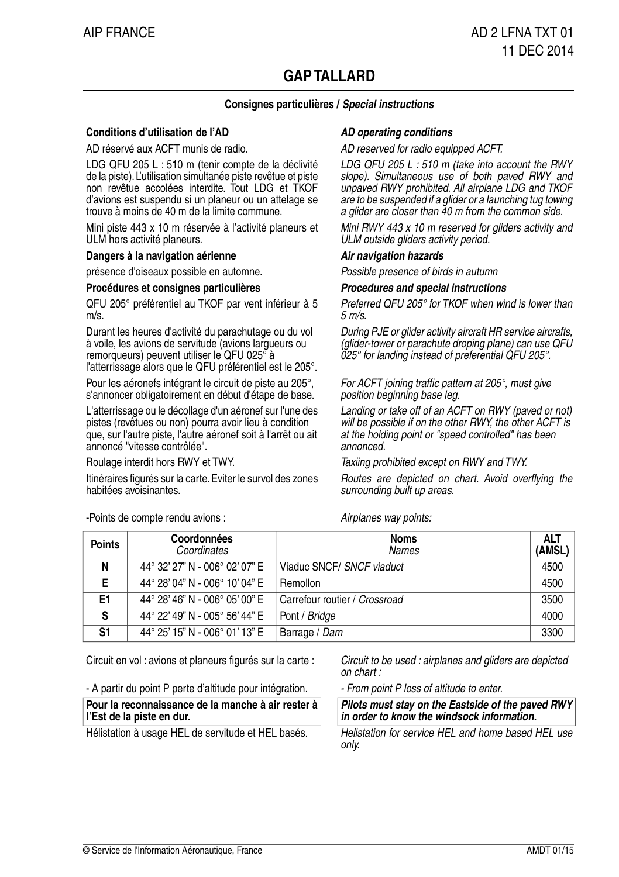# GAP TALLARD

**Consignes particulières / *Special instructions***

**Conditions d'utilisation de l'AD**

AD réservé aux ACFT munis de radio.

LDG QFU 205 L : 510 m (tenir compte de la déclivité de la piste). L'utilisation simultanée piste revêtue et piste non revêtue accolées interdite. Tout LDG et TKOF d'avions est suspendu si un planeur ou un attelage se trouve à moins de 40 m de la limite commune.

Mini piste 443 x 10 m réservée à l'activité planeurs et ULM hors activité planeurs.

**Dangers à la navigation aérienne**

présence d'oiseaux possible en automne.

**Procédures et consignes particulières**

QFU 205° préférentiel au TKOF par vent inférieur à 5 m/s.

Durant les heures d'activité du parachutage ou du vol à voile, les avions de servitude (avions largueurs ou remorqueurs) peuvent utiliser le QFU 025° à l'atterrissage alors que le QFU préférentiel est le 205°.

Pour les aéronefs intégrant le circuit de piste au 205°, s'annoncer obligatoirement en début d'étape de base.

L'atterrissage ou le décollage d'un aéronef sur l'une des pistes (revêtues ou non) pourra avoir lieu à condition que, sur l'autre piste, l'autre aéronef soit à l'arrêt ou ait annoncé "vitesse contrôlée".

Roulage interdit hors RWY et TWY.

Itinéraires figurés sur la carte. Eviter le survol des zones habitées avoisinantes.

***AD operating conditions***

*AD reserved for radio equipped ACFT.*

*LDG QFU 205 L : 510 m (take into account the RWY slope). Simultaneous use of both paved RWY and unpaved RWY prohibited. All airplane LDG and TKOF are to be suspended if a glider or a launching tug towing a glider are closer than 40 m from the common side.*

*Mini RWY 443 x 10 m reserved for gliders activity and ULM outside gliders activity period.*

***Air navigation hazards***

*Possible presence of birds in autumn*

***Procedures and special instructions***

*Preferred QFU 205° for TKOF when wind is lower than 5 m/s.*

*During PJE or glider activity aircraft HR service aircrafts, (glider-tower or parachute droping plane) can use QFU 025° for landing instead of preferential QFU 205°.*

*For ACFT joining traffic pattern at 205°, must give position beginning base leg.*

*Landing or take off of an ACFT on RWY (paved or not) will be possible if on the other RWY, the other ACFT is at the holding point or "speed controlled" has been annonced.*

*Taxiing prohibited except on RWY and TWY.*

*Routes are depicted on chart. Avoid overflying the surrounding built up areas.*

-Points de compte rendu avions : *Airplanes way points:*

| Points | Coordonnées *Coordinates* | Noms *Names* | ALT (AMSL) |
|---|---|---|---|
| N | 44° 32' 27" N - 006° 02' 07" E | Viaduc SNCF/ *SNCF viaduct* | 4500 |
| E | 44° 28' 04" N - 006° 10' 04" E | Remollon | 4500 |
| E1 | 44° 28' 46" N - 006° 05' 00" E | Carrefour routier / *Crossroad* | 3500 |
| S | 44° 22' 49" N - 005° 56' 44" E | Pont / *Bridge* | 4000 |
| S1 | 44° 25' 15" N - 006° 01' 13" E | Barrage / *Dam* | 3300 |

Circuit en vol : avions et planeurs figurés sur la carte :

- A partir du point P perte d'altitude pour intégration.

**Pour la reconnaissance de la manche à air rester à l'Est de la piste en dur.**

Hélistation à usage HEL de servitude et HEL basés.

*Circuit to be used : airplanes and gliders are depicted on chart :*

*- From point P loss of altitude to enter.*

***Pilots must stay on the Eastside of the paved RWY in order to know the windsock information.***

*Helistation for service HEL and home based HEL use only.*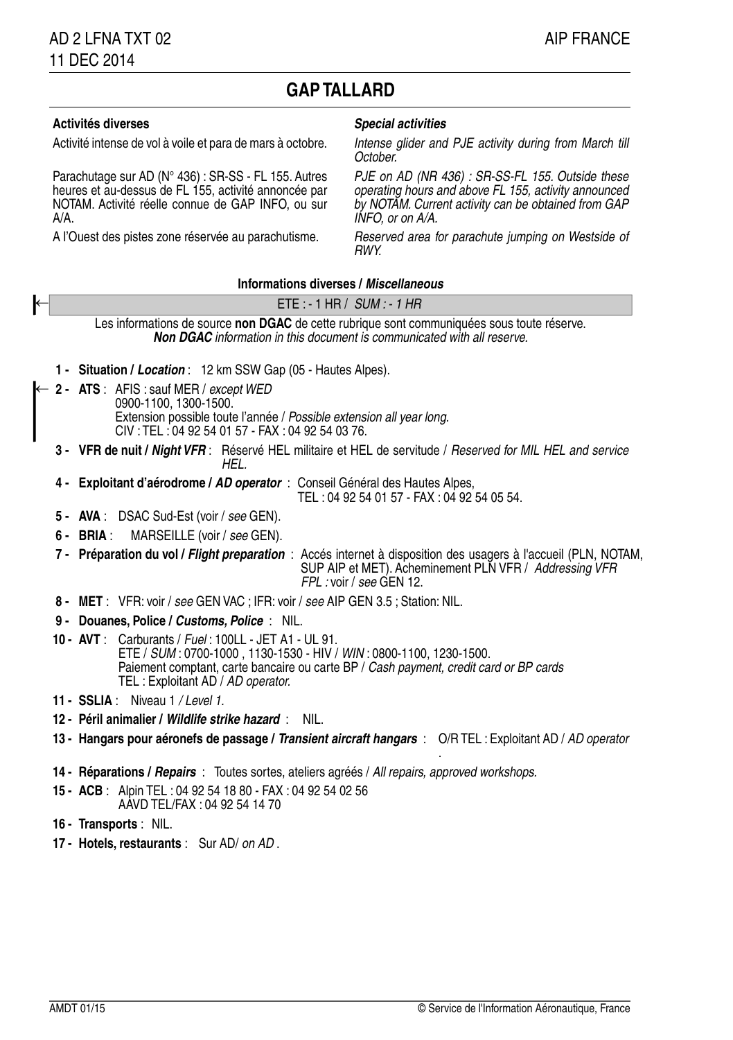## GAP TALLARD

**Activités diverses**

Activité intense de vol à voile et para de mars à octobre.

Parachutage sur AD (N° 436) : SR-SS - FL 155. Autres heures et au-dessus de FL 155, activité annoncée par NOTAM. Activité réelle connue de GAP INFO, ou sur A/A.

A l'Ouest des pistes zone réservée au parachutisme.

***Special activities***

*Intense glider and PJE activity during from March till October.*

*PJE on AD (NR 436) : SR-SS-FL 155. Outside these operating hours and above FL 155, activity announced by NOTAM. Current activity can be obtained from GAP INFO, or on A/A.*

*Reserved area for parachute jumping on Westside of RWY.*

### Informations diverses / *Miscellaneous*

ETE : - 1 HR / *SUM : - 1 HR*

Les informations de source **non DGAC** de cette rubrique sont communiquées sous toute réserve.
***Non DGAC** information in this document is communicated with all reserve.*

1 - **Situation / *Location*** : 12 km SSW Gap (05 - Hautes Alpes).

2 - **ATS** : AFIS : sauf MER / *except WED*
0900-1100, 1300-1500.
Extension possible toute l'année / *Possible extension all year long.*
CIV : TEL : 04 92 54 01 57 - FAX : 04 92 54 03 76.

3 - **VFR de nuit / *Night VFR*** : Réservé HEL militaire et HEL de servitude / *Reserved for MIL HEL and service HEL.*

4 - **Exploitant d'aérodrome / *AD operator*** : Conseil Général des Hautes Alpes,
TEL : 04 92 54 01 57 - FAX : 04 92 54 05 54.

5 - **AVA** : DSAC Sud-Est (voir / *see* GEN).

6 - **BRIA** : MARSEILLE (voir / *see* GEN).

7 - **Préparation du vol / *Flight preparation*** : Accés internet à disposition des usagers à l'accueil (PLN, NOTAM, SUP AIP et MET). Acheminement PLN VFR / *Addressing VFR FPL :* voir / *see* GEN 12.

8 - **MET** : VFR: voir / *see* GEN VAC ; IFR: voir / *see* AIP GEN 3.5 ; Station: NIL.

9 - **Douanes, Police / *Customs, Police*** : NIL.

10 - **AVT** : Carburants / *Fuel* : 100LL - JET A1 - UL 91.
ETE / *SUM* : 0700-1000 , 1130-1530 - HIV / *WIN* : 0800-1100, 1230-1500.
Paiement comptant, carte bancaire ou carte BP / *Cash payment, credit card or BP cards*
TEL : Exploitant AD / *AD operator.*

11 - **SSLIA** : Niveau 1 */ Level 1.*

12 - **Péril animalier / *Wildlife strike hazard*** : NIL.

13 - **Hangars pour aéronefs de passage / *Transient aircraft hangars*** : O/R TEL : Exploitant AD / *AD operator*

14 - **Réparations / *Repairs*** : Toutes sortes, ateliers agréés / *All repairs, approved workshops.*

15 - **ACB** : Alpin TEL : 04 92 54 18 80 - FAX : 04 92 54 02 56
AAVD TEL/FAX : 04 92 54 14 70

16 - **Transports** : NIL.

17 - **Hotels, restaurants** : Sur AD/ *on AD* .